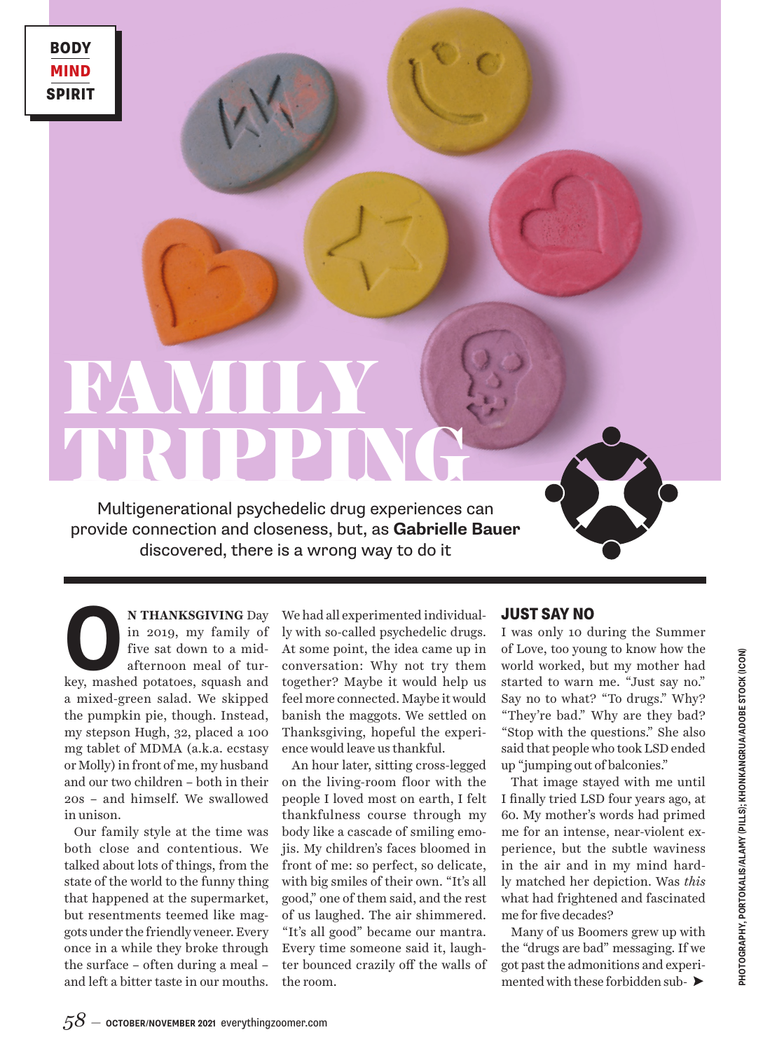BODY
MIND
SPIRIT

# FAMILY TRIPPING

Multigenerational psychedelic drug experiences can provide connection and closeness, but, as **Gabrielle Bauer** discovered, there is a wrong way to do it

**ON THANKSGIVING** Day in 2019, my family of five sat down to a mid-afternoon meal of turkey, mashed potatoes, squash and a mixed-green salad. We skipped the pumpkin pie, though. Instead, my stepson Hugh, 32, placed a 100 mg tablet of MDMA (a.k.a. ecstasy or Molly) in front of me, my husband and our two children – both in their 20s – and himself. We swallowed in unison.

Our family style at the time was both close and contentious. We talked about lots of things, from the state of the world to the funny thing that happened at the supermarket, but resentments teemed like maggots under the friendly veneer. Every once in a while they broke through the surface – often during a meal – and left a bitter taste in our mouths. We had all experimented individually with so-called psychedelic drugs. At some point, the idea came up in conversation: Why not try them together? Maybe it would help us feel more connected. Maybe it would banish the maggots. We settled on Thanksgiving, hopeful the experience would leave us thankful.

An hour later, sitting cross-legged on the living-room floor with the people I loved most on earth, I felt thankfulness course through my body like a cascade of smiling emojis. My children's faces bloomed in front of me: so perfect, so delicate, with big smiles of their own. "It's all good," one of them said, and the rest of us laughed. The air shimmered. "It's all good" became our mantra. Every time someone said it, laughter bounced crazily off the walls of the room.

## JUST SAY NO

I was only 10 during the Summer of Love, too young to know how the world worked, but my mother had started to warn me. "Just say no." Say no to what? "To drugs." Why? "They're bad." Why are they bad? "Stop with the questions." She also said that people who took LSD ended up "jumping out of balconies."

That image stayed with me until I finally tried LSD four years ago, at 60. My mother's words had primed me for an intense, near-violent experience, but the subtle waviness in the air and in my mind hardly matched her depiction. Was *this* what had frightened and fascinated me for five decades?

Many of us Boomers grew up with the "drugs are bad" messaging. If we got past the admonitions and experimented with these forbidden sub- ➤

PHOTOGRAPHY, PORTOKALIS/ALAMY (PILLS); KHONKANGRUA/ADOBE STOCK (ICON)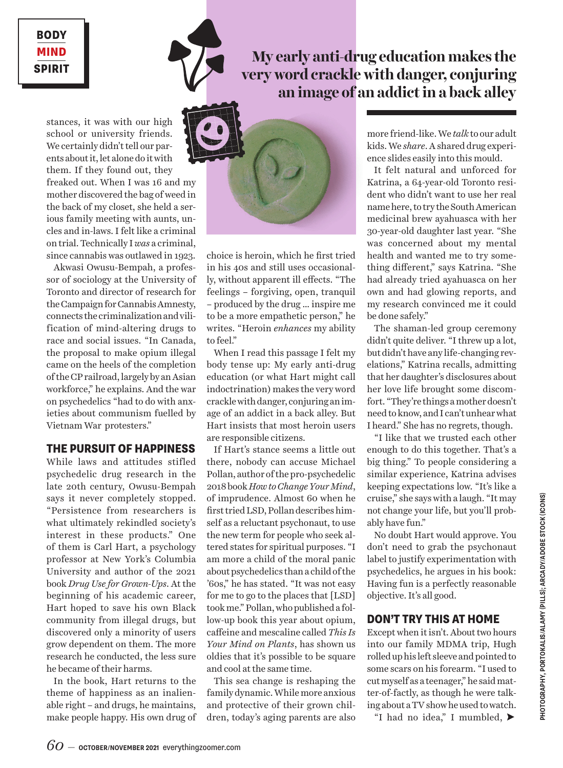stances, it was with our high school or university friends. We certainly didn't tell our parents about it, let alone do it with them. If they found out, they freaked out. When I was 16 and my mother discovered the bag of weed in the back of my closet, she held a serious family meeting with aunts, uncles and in-laws. I felt like a criminal on trial. Technically I *was* a criminal, since cannabis was outlawed in 1923.

Akwasi Owusu-Bempah, a professor of sociology at the University of Toronto and director of research for the Campaign for Cannabis Amnesty, connects the criminalization and vilification of mind-altering drugs to race and social issues. "In Canada, the proposal to make opium illegal came on the heels of the completion of the CP railroad, largely by an Asian workforce," he explains. And the war on psychedelics "had to do with anxieties about communism fuelled by Vietnam War protesters."

## THE PURSUIT OF HAPPINESS

While laws and attitudes stifled psychedelic drug research in the late 20th century, Owusu-Bempah says it never completely stopped. "Persistence from researchers is what ultimately rekindled society's interest in these products." One of them is Carl Hart, a psychology professor at New York's Columbia University and author of the 2021 book *Drug Use for Grown-Ups*. At the beginning of his academic career, Hart hoped to save his own Black community from illegal drugs, but discovered only a minority of users grow dependent on them. The more research he conducted, the less sure he became of their harms.

In the book, Hart returns to the theme of happiness as an inalienable right – and drugs, he maintains, make people happy. His own drug of choice is heroin, which he first tried in his 40s and still uses occasionally, without apparent ill effects. "The feelings – forgiving, open, tranquil – produced by the drug … inspire me to be a more empathetic person," he writes. "Heroin *enhances* my ability to feel."

When I read this passage I felt my body tense up: My early anti-drug education (or what Hart might call indoctrination) makes the very word crackle with danger, conjuring an image of an addict in a back alley. But Hart insists that most heroin users are responsible citizens.

> **My early anti-drug education makes the very word crackle with danger, conjuring an image of an addict in a back alley**

If Hart's stance seems a little out there, nobody can accuse Michael Pollan, author of the pro-psychedelic 2018 book *How to Change Your Mind*, of imprudence. Almost 60 when he first tried LSD, Pollan describes himself as a reluctant psychonaut, to use the new term for people who seek altered states for spiritual purposes. "I am more a child of the moral panic about psychedelics than a child of the '60s," he has stated. "It was not easy for me to go to the places that [LSD] took me." Pollan, who published a follow-up book this year about opium, caffeine and mescaline called *This Is Your Mind on Plants*, has shown us oldies that it's possible to be square and cool at the same time.

This sea change is reshaping the family dynamic. While more anxious and protective of their grown children, today's aging parents are also more friend-like. We *talk* to our adult kids. We *share*. A shared drug experience slides easily into this mould.

It felt natural and unforced for Katrina, a 64-year-old Toronto resident who didn't want to use her real name here, to try the South American medicinal brew ayahuasca with her 30-year-old daughter last year. "She was concerned about my mental health and wanted me to try something different," says Katrina. "She had already tried ayahuasca on her own and had glowing reports, and my research convinced me it could be done safely."

The shaman-led group ceremony didn't quite deliver. "I threw up a lot, but didn't have any life-changing revelations," Katrina recalls, admitting that her daughter's disclosures about her love life brought some discomfort. "They're things a mother doesn't need to know, and I can't unhear what I heard." She has no regrets, though.

"I like that we trusted each other enough to do this together. That's a big thing." To people considering a similar experience, Katrina advises keeping expectations low. "It's like a cruise," she says with a laugh. "It may not change your life, but you'll probably have fun."

No doubt Hart would approve. You don't need to grab the psychonaut label to justify experimentation with psychedelics, he argues in his book: Having fun is a perfectly reasonable objective. It's all good.

## DON'T TRY THIS AT HOME

Except when it isn't. About two hours into our family MDMA trip, Hugh rolled up his left sleeve and pointed to some scars on his forearm. "I used to cut myself as a teenager," he said matter-of-factly, as though he were talking about a TV show he used to watch.

"I had no idea," I mumbled, ➤

PHOTOGRAPHY, PORTOKALIS/ALAMY (PILLS); ARCADY/ADOBE STOCK (ICONS)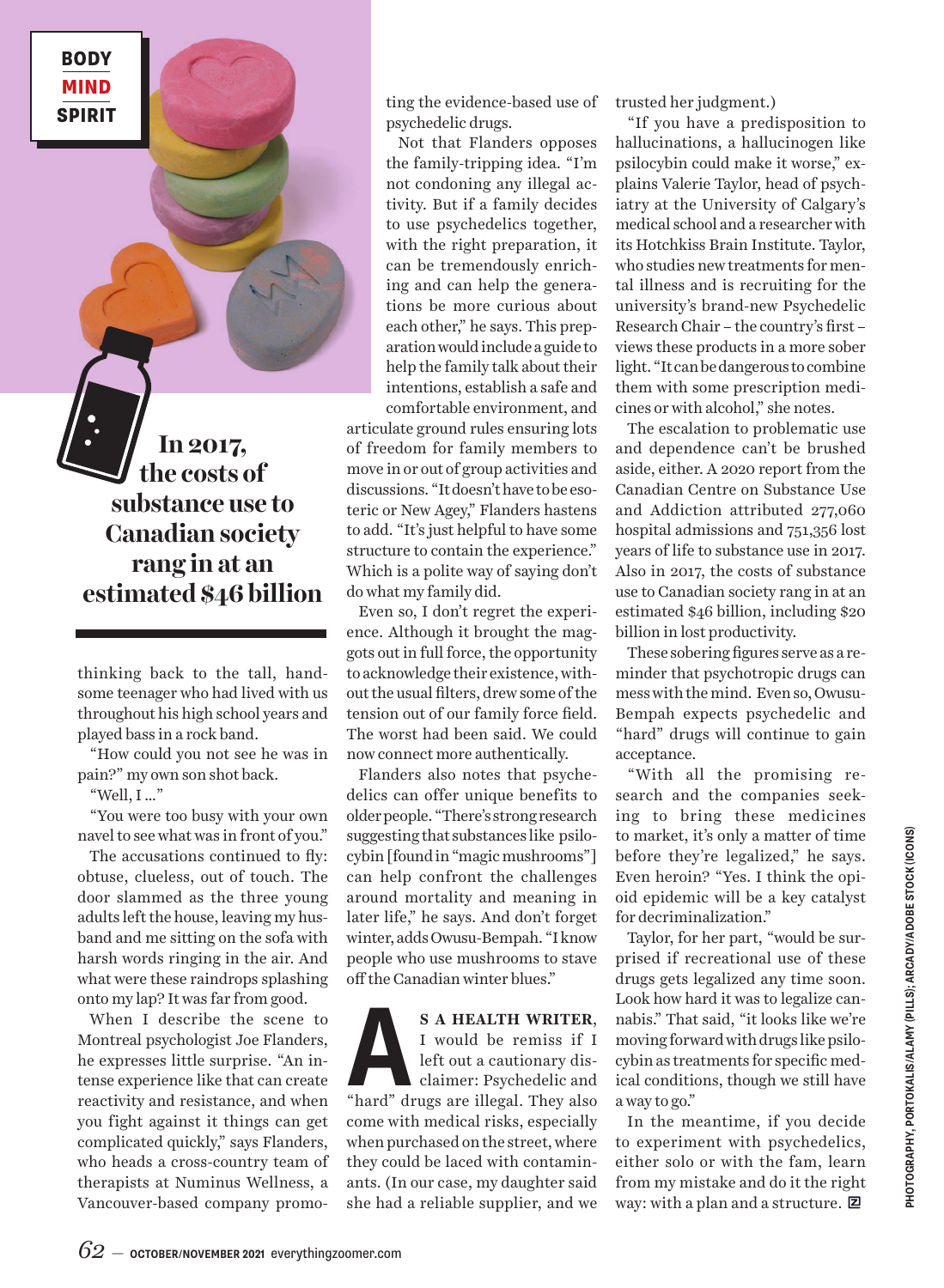**BODY**
**MIND**
**SPIRIT**

> **In 2017, the costs of substance use to Canadian society rang in at an estimated $46 billion**

thinking back to the tall, handsome teenager who had lived with us throughout his high school years and played bass in a rock band.

"How could you not see he was in pain?" my own son shot back.

"Well, I ..."

"You were too busy with your own navel to see what was in front of you."

The accusations continued to fly: obtuse, clueless, out of touch. The door slammed as the three young adults left the house, leaving my husband and me sitting on the sofa with harsh words ringing in the air. And what were these raindrops splashing onto my lap? It was far from good.

When I describe the scene to Montreal psychologist Joe Flanders, he expresses little surprise. "An intense experience like that can create reactivity and resistance, and when you fight against it things can get complicated quickly," says Flanders, who heads a cross-country team of therapists at Numinus Wellness, a Vancouver-based company promoting the evidence-based use of psychedelic drugs.

Not that Flanders opposes the family-tripping idea. "I'm not condoning any illegal activity. But if a family decides to use psychedelics together, with the right preparation, it can be tremendously enriching and can help the generations be more curious about each other," he says. This preparation would include a guide to help the family talk about their intentions, establish a safe and comfortable environment, and articulate ground rules ensuring lots of freedom for family members to move in or out of group activities and discussions. "It doesn't have to be esoteric or New Agey," Flanders hastens to add. "It's just helpful to have some structure to contain the experience." Which is a polite way of saying don't do what my family did.

Even so, I don't regret the experience. Although it brought the maggots out in full force, the opportunity to acknowledge their existence, without the usual filters, drew some of the tension out of our family force field. The worst had been said. We could now connect more authentically.

Flanders also notes that psychedelics can offer unique benefits to older people. "There's strong research suggesting that substances like psilocybin [found in "magic mushrooms"] can help confront the challenges around mortality and meaning in later life," he says. And don't forget winter, adds Owusu-Bempah. "I know people who use mushrooms to stave off the Canadian winter blues."

**AS A HEALTH WRITER**, I would be remiss if I left out a cautionary disclaimer: Psychedelic and "hard" drugs are illegal. They also come with medical risks, especially when purchased on the street, where they could be laced with contaminants. (In our case, my daughter said she had a reliable supplier, and we trusted her judgment.)

"If you have a predisposition to hallucinations, a hallucinogen like psilocybin could make it worse," explains Valerie Taylor, head of psychiatry at the University of Calgary's medical school and a researcher with its Hotchkiss Brain Institute. Taylor, who studies new treatments for mental illness and is recruiting for the university's brand-new Psychedelic Research Chair – the country's first – views these products in a more sober light. "It can be dangerous to combine them with some prescription medicines or with alcohol," she notes.

The escalation to problematic use and dependence can't be brushed aside, either. A 2020 report from the Canadian Centre on Substance Use and Addiction attributed 277,060 hospital admissions and 751,356 lost years of life to substance use in 2017. Also in 2017, the costs of substance use to Canadian society rang in at an estimated $46 billion, including $20 billion in lost productivity.

These sobering figures serve as a reminder that psychotropic drugs can mess with the mind. Even so, Owusu-Bempah expects psychedelic and "hard" drugs will continue to gain acceptance.

"With all the promising research and the companies seeking to bring these medicines to market, it's only a matter of time before they're legalized," he says. Even heroin? "Yes. I think the opioid epidemic will be a key catalyst for decriminalization."

Taylor, for her part, "would be surprised if recreational use of these drugs gets legalized any time soon. Look how hard it was to legalize cannabis." That said, "it looks like we're moving forward with drugs like psilocybin as treatments for specific medical conditions, though we still have a way to go."

In the meantime, if you decide to experiment with psychedelics, either solo or with the fam, learn from my mistake and do it the right way: with a plan and a structure.

PHOTOGRAPHY, PORTOKALIS/ALAMY (PILLS); ARCADY/ADOBE STOCK (ICONS)